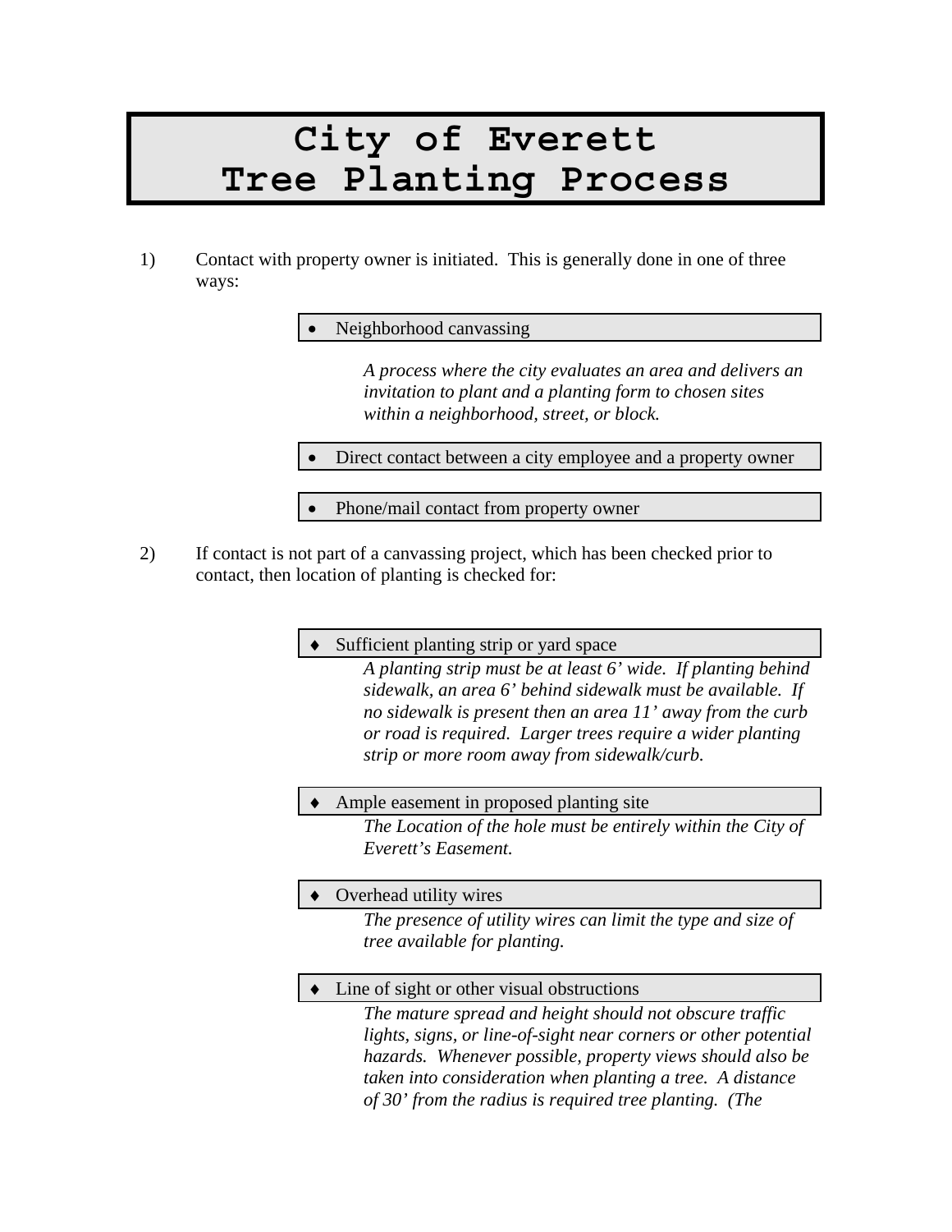# City of Everett Tree Planting Process

1) Contact with property owner is initiated. This is generally done in one of three ways:

   - Neighborhood canvassing

     *A process where the city evaluates an area and delivers an invitation to plant and a planting form to chosen sites within a neighborhood, street, or block.*

   - Direct contact between a city employee and a property owner

   - Phone/mail contact from property owner

2) If contact is not part of a canvassing project, which has been checked prior to contact, then location of planting is checked for:

   - Sufficient planting strip or yard space

     *A planting strip must be at least 6' wide. If planting behind sidewalk, an area 6' behind sidewalk must be available. If no sidewalk is present then an area 11' away from the curb or road is required. Larger trees require a wider planting strip or more room away from sidewalk/curb.*

   - Ample easement in proposed planting site

     *The Location of the hole must be entirely within the City of Everett's Easement.*

   - Overhead utility wires

     *The presence of utility wires can limit the type and size of tree available for planting.*

   - Line of sight or other visual obstructions

     *The mature spread and height should not obscure traffic lights, signs, or line-of-sight near corners or other potential hazards. Whenever possible, property views should also be taken into consideration when planting a tree. A distance of 30' from the radius is required tree planting. (The*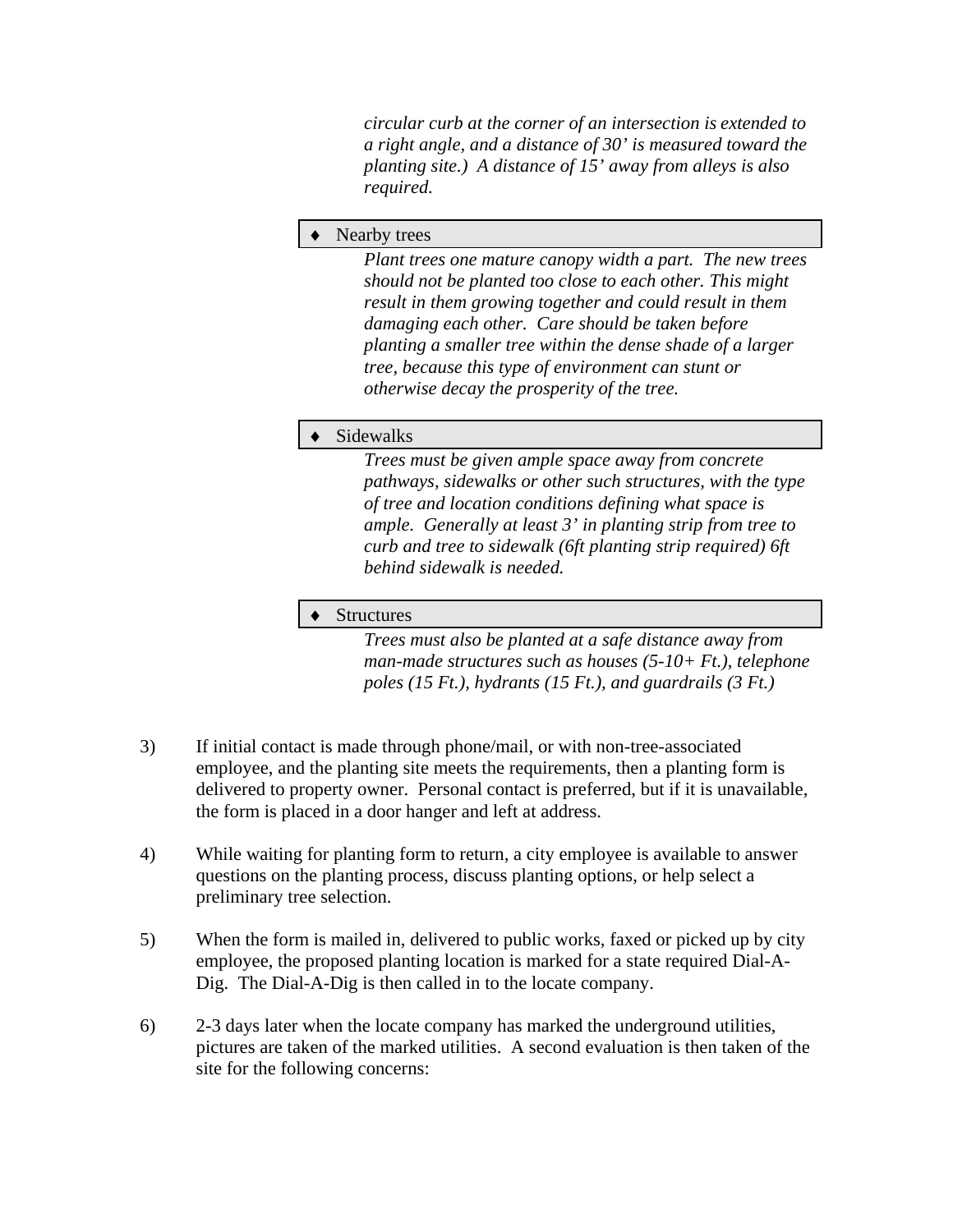*circular curb at the corner of an intersection is extended to a right angle, and a distance of 30' is measured toward the planting site.) A distance of 15' away from alleys is also required.*

- Nearby trees

  *Plant trees one mature canopy width a part. The new trees should not be planted too close to each other. This might result in them growing together and could result in them damaging each other. Care should be taken before planting a smaller tree within the dense shade of a larger tree, because this type of environment can stunt or otherwise decay the prosperity of the tree.*

- Sidewalks

  *Trees must be given ample space away from concrete pathways, sidewalks or other such structures, with the type of tree and location conditions defining what space is ample. Generally at least 3' in planting strip from tree to curb and tree to sidewalk (6ft planting strip required) 6ft behind sidewalk is needed.*

- Structures

  *Trees must also be planted at a safe distance away from man-made structures such as houses (5-10+ Ft.), telephone poles (15 Ft.), hydrants (15 Ft.), and guardrails (3 Ft.)*

3) If initial contact is made through phone/mail, or with non-tree-associated employee, and the planting site meets the requirements, then a planting form is delivered to property owner. Personal contact is preferred, but if it is unavailable, the form is placed in a door hanger and left at address.

4) While waiting for planting form to return, a city employee is available to answer questions on the planting process, discuss planting options, or help select a preliminary tree selection.

5) When the form is mailed in, delivered to public works, faxed or picked up by city employee, the proposed planting location is marked for a state required Dial-A-Dig. The Dial-A-Dig is then called in to the locate company.

6) 2-3 days later when the locate company has marked the underground utilities, pictures are taken of the marked utilities. A second evaluation is then taken of the site for the following concerns: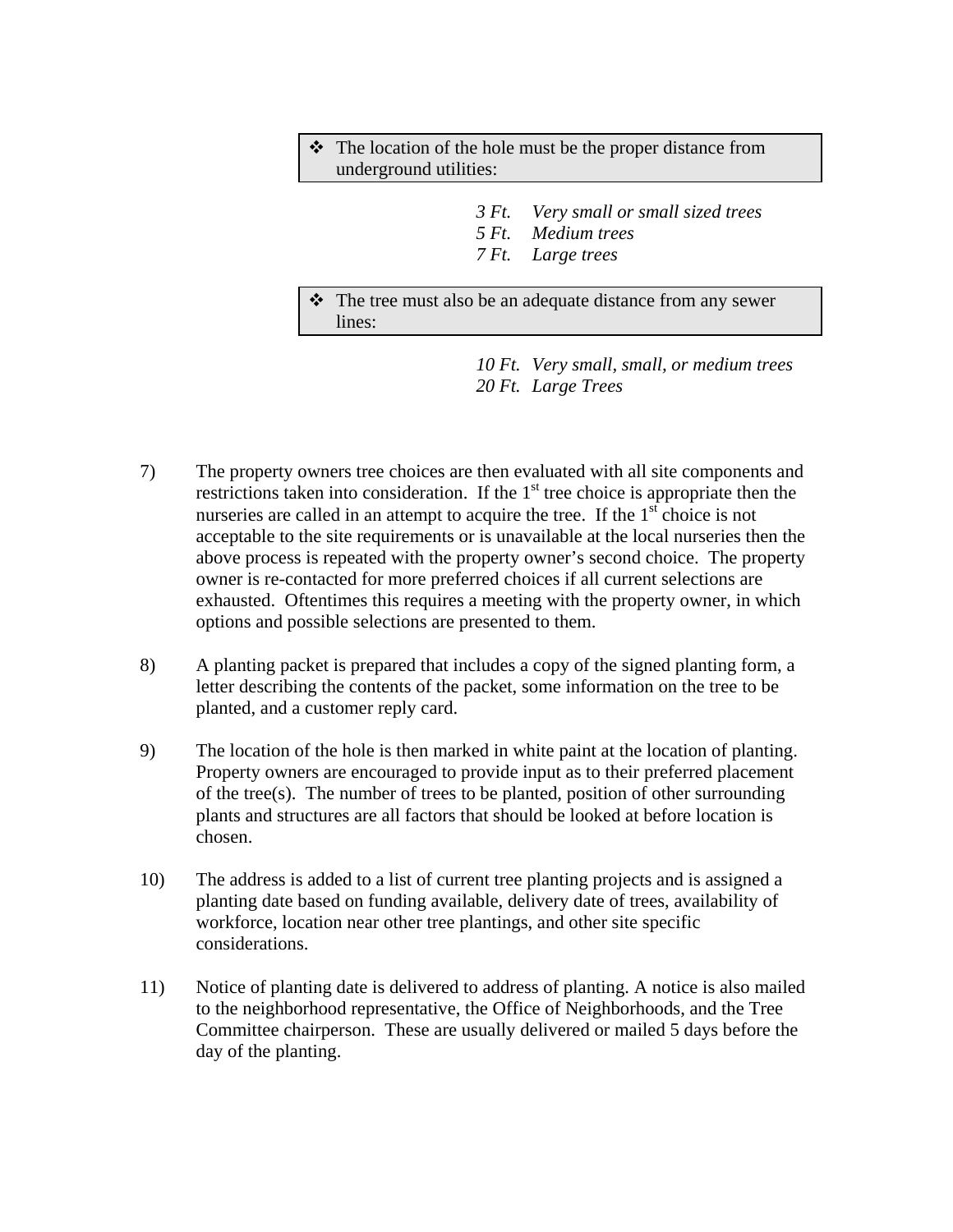- ❖ The location of the hole must be the proper distance from underground utilities:

*3 Ft. Very small or small sized trees*
*5 Ft. Medium trees*
*7 Ft. Large trees*

- ❖ The tree must also be an adequate distance from any sewer lines:

*10 Ft. Very small, small, or medium trees*
*20 Ft. Large Trees*

7) The property owners tree choices are then evaluated with all site components and restrictions taken into consideration. If the 1st tree choice is appropriate then the nurseries are called in an attempt to acquire the tree. If the 1st choice is not acceptable to the site requirements or is unavailable at the local nurseries then the above process is repeated with the property owner's second choice. The property owner is re-contacted for more preferred choices if all current selections are exhausted. Oftentimes this requires a meeting with the property owner, in which options and possible selections are presented to them.

8) A planting packet is prepared that includes a copy of the signed planting form, a letter describing the contents of the packet, some information on the tree to be planted, and a customer reply card.

9) The location of the hole is then marked in white paint at the location of planting. Property owners are encouraged to provide input as to their preferred placement of the tree(s). The number of trees to be planted, position of other surrounding plants and structures are all factors that should be looked at before location is chosen.

10) The address is added to a list of current tree planting projects and is assigned a planting date based on funding available, delivery date of trees, availability of workforce, location near other tree plantings, and other site specific considerations.

11) Notice of planting date is delivered to address of planting. A notice is also mailed to the neighborhood representative, the Office of Neighborhoods, and the Tree Committee chairperson. These are usually delivered or mailed 5 days before the day of the planting.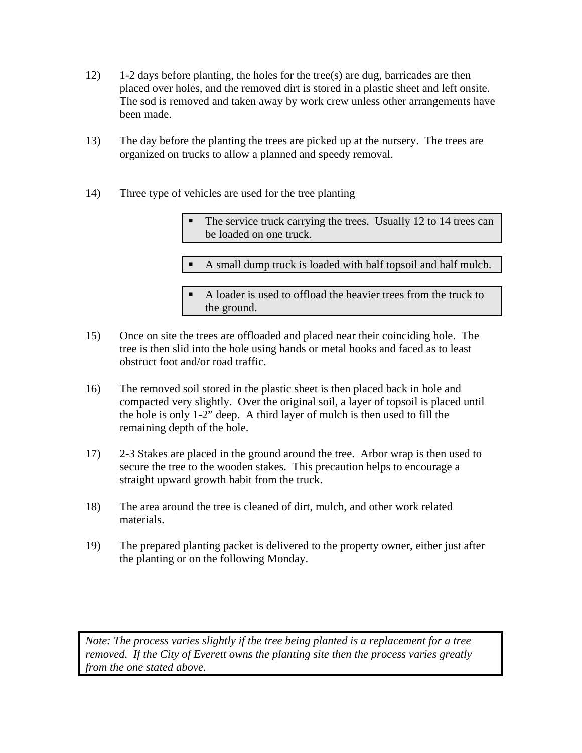12) 1-2 days before planting, the holes for the tree(s) are dug, barricades are then placed over holes, and the removed dirt is stored in a plastic sheet and left onsite. The sod is removed and taken away by work crew unless other arrangements have been made.

13) The day before the planting the trees are picked up at the nursery. The trees are organized on trucks to allow a planned and speedy removal.

14) Three type of vehicles are used for the tree planting

    - The service truck carrying the trees. Usually 12 to 14 trees can be loaded on one truck.
    - A small dump truck is loaded with half topsoil and half mulch.
    - A loader is used to offload the heavier trees from the truck to the ground.

15) Once on site the trees are offloaded and placed near their coinciding hole. The tree is then slid into the hole using hands or metal hooks and faced as to least obstruct foot and/or road traffic.

16) The removed soil stored in the plastic sheet is then placed back in hole and compacted very slightly. Over the original soil, a layer of topsoil is placed until the hole is only 1-2" deep. A third layer of mulch is then used to fill the remaining depth of the hole.

17) 2-3 Stakes are placed in the ground around the tree. Arbor wrap is then used to secure the tree to the wooden stakes. This precaution helps to encourage a straight upward growth habit from the truck.

18) The area around the tree is cleaned of dirt, mulch, and other work related materials.

19) The prepared planting packet is delivered to the property owner, either just after the planting or on the following Monday.

*Note: The process varies slightly if the tree being planted is a replacement for a tree removed. If the City of Everett owns the planting site then the process varies greatly from the one stated above.*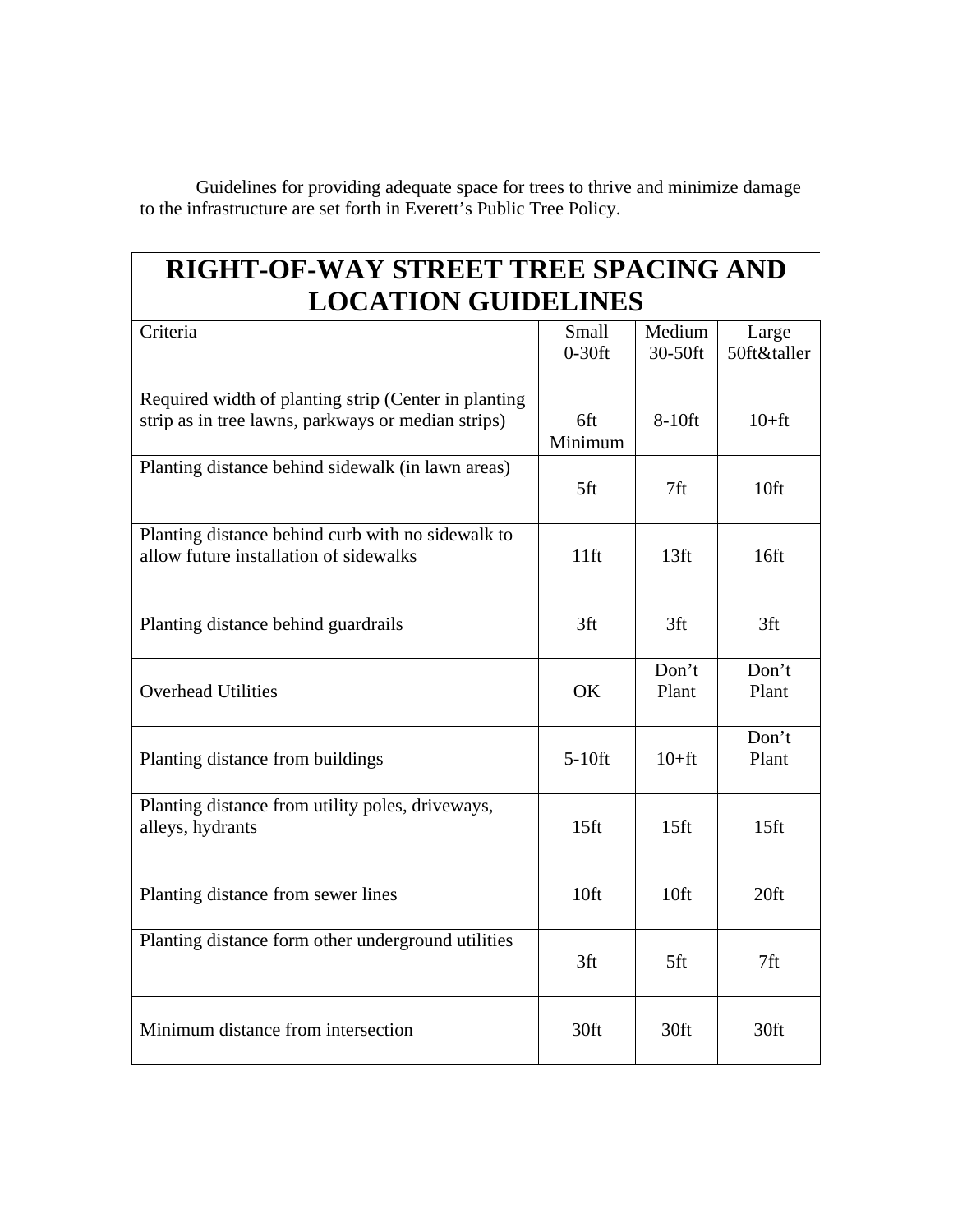Guidelines for providing adequate space for trees to thrive and minimize damage to the infrastructure are set forth in Everett's Public Tree Policy.

## RIGHT-OF-WAY STREET TREE SPACING AND LOCATION GUIDELINES

| Criteria | Small 0-30ft | Medium 30-50ft | Large 50ft&taller |
|---|---|---|---|
| Required width of planting strip (Center in planting strip as in tree lawns, parkways or median strips) | 6ft Minimum | 8-10ft | 10+ft |
| Planting distance behind sidewalk (in lawn areas) | 5ft | 7ft | 10ft |
| Planting distance behind curb with no sidewalk to allow future installation of sidewalks | 11ft | 13ft | 16ft |
| Planting distance behind guardrails | 3ft | 3ft | 3ft |
| Overhead Utilities | OK | Don't Plant | Don't Plant |
| Planting distance from buildings | 5-10ft | 10+ft | Don't Plant |
| Planting distance from utility poles, driveways, alleys, hydrants | 15ft | 15ft | 15ft |
| Planting distance from sewer lines | 10ft | 10ft | 20ft |
| Planting distance form other underground utilities | 3ft | 5ft | 7ft |
| Minimum distance from intersection | 30ft | 30ft | 30ft |